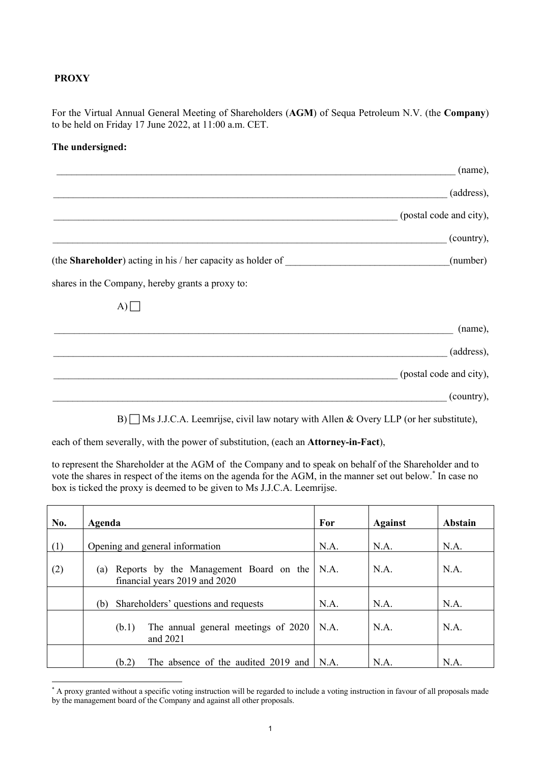**PROXY**

For the Virtual Annual General Meeting of Shareholders (**AGM**) of Sequa Petroleum N.V. (the **Company**) to be held on Friday 17 June 2022, at 11:00 a.m. CET.

**The undersigned:**

_______________________________________________ (name),

_______________________________________________ (address),

_______________________________________________ (postal code and city),

_______________________________________________ (country),

(the **Shareholder**) acting in his / her capacity as holder of ____________________(number)

shares in the Company, hereby grants a proxy to:

A) ☐

_______________________________________________ (name),

_______________________________________________ (address),

_______________________________________________ (postal code and city),

_______________________________________________ (country),

B) ☐ Ms J.J.C.A. Leemrijse, civil law notary with Allen & Overy LLP (or her substitute),

each of them severally, with the power of substitution, (each an **Attorney-in-Fact**),

to represent the Shareholder at the AGM of the Company and to speak on behalf of the Shareholder and to vote the shares in respect of the items on the agenda for the AGM, in the manner set out below.[*] In case no box is ticked the proxy is deemed to be given to Ms J.J.C.A. Leemrijse.

| No. | Agenda | For | Against | Abstain |
|---|---|---|---|---|
| (1) | Opening and general information | N.A. | N.A. | N.A. |
| (2) | (a) Reports by the Management Board on the financial years 2019 and 2020 | N.A. | N.A. | N.A. |
| | (b) Shareholders' questions and requests | N.A. | N.A. | N.A. |
| | (b.1) The annual general meetings of 2020 and 2021 | N.A. | N.A. | N.A. |
| | (b.2) The absence of the audited 2019 and | N.A. | N.A. | N.A. |

[*] A proxy granted without a specific voting instruction will be regarded to include a voting instruction in favour of all proposals made by the management board of the Company and against all other proposals.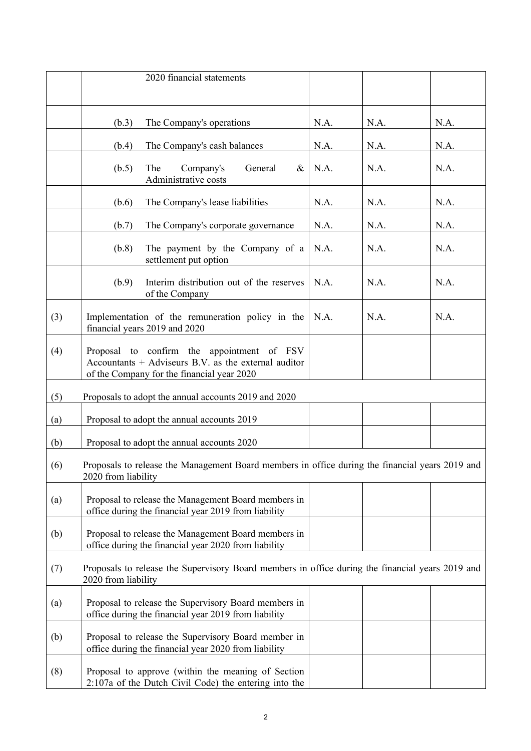| | | | | |
|---|---|---|---|---|
| | 2020 financial statements | | | |
| | (b.3) The Company's operations | N.A. | N.A. | N.A. |
| | (b.4) The Company's cash balances | N.A. | N.A. | N.A. |
| | (b.5) The Company's General & Administrative costs | N.A. | N.A. | N.A. |
| | (b.6) The Company's lease liabilities | N.A. | N.A. | N.A. |
| | (b.7) The Company's corporate governance | N.A. | N.A. | N.A. |
| | (b.8) The payment by the Company of a settlement put option | N.A. | N.A. | N.A. |
| | (b.9) Interim distribution out of the reserves of the Company | N.A. | N.A. | N.A. |
| (3) | Implementation of the remuneration policy in the financial years 2019 and 2020 | N.A. | N.A. | N.A. |
| (4) | Proposal to confirm the appointment of FSV Accountants + Adviseurs B.V. as the external auditor of the Company for the financial year 2020 | | | |
| (5) | Proposals to adopt the annual accounts 2019 and 2020 | | | |
| (a) | Proposal to adopt the annual accounts 2019 | | | |
| (b) | Proposal to adopt the annual accounts 2020 | | | |
| (6) | Proposals to release the Management Board members in office during the financial years 2019 and 2020 from liability | | | |
| (a) | Proposal to release the Management Board members in office during the financial year 2019 from liability | | | |
| (b) | Proposal to release the Management Board members in office during the financial year 2020 from liability | | | |
| (7) | Proposals to release the Supervisory Board members in office during the financial years 2019 and 2020 from liability | | | |
| (a) | Proposal to release the Supervisory Board members in office during the financial year 2019 from liability | | | |
| (b) | Proposal to release the Supervisory Board member in office during the financial year 2020 from liability | | | |
| (8) | Proposal to approve (within the meaning of Section 2:107a of the Dutch Civil Code) the entering into the | | | |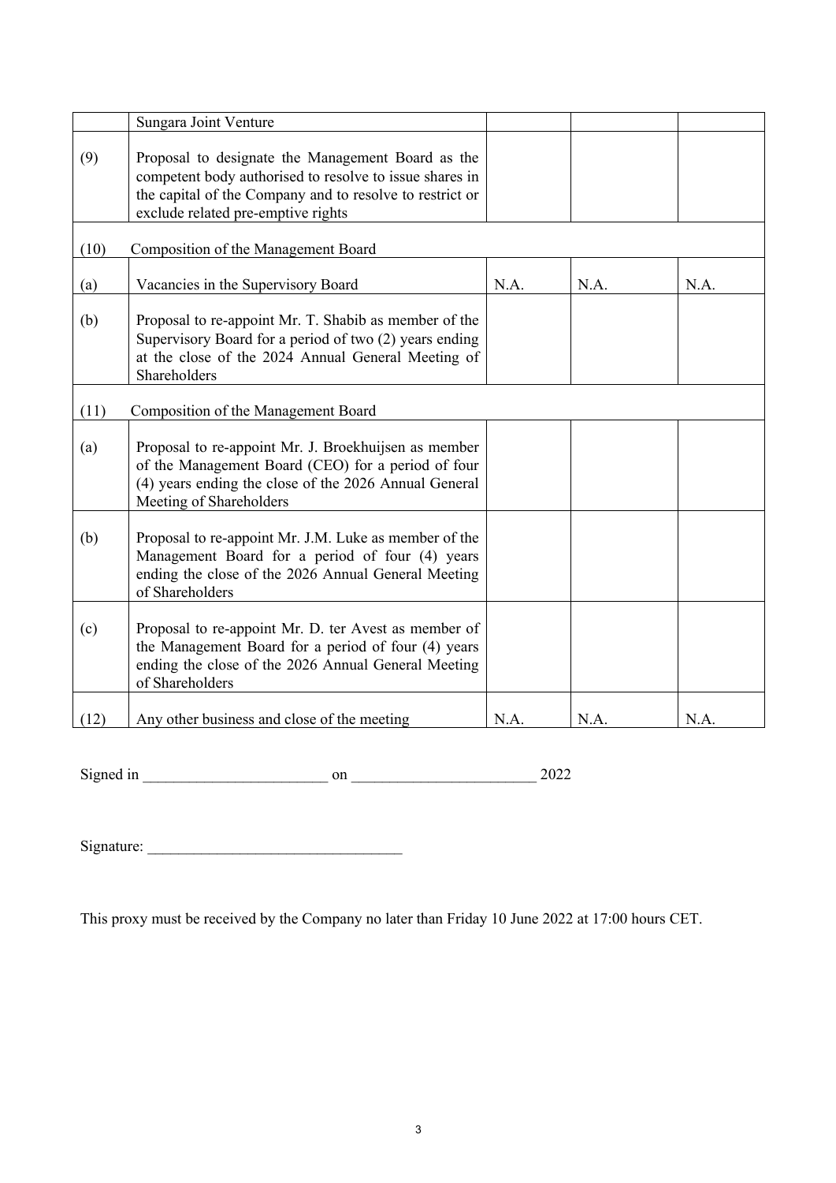| | | | | |
|---|---|---|---|---|
| | Sungara Joint Venture | | | |
| (9) | Proposal to designate the Management Board as the competent body authorised to resolve to issue shares in the capital of the Company and to resolve to restrict or exclude related pre-emptive rights | | | |
| (10) | Composition of the Management Board | | | |
| (a) | Vacancies in the Supervisory Board | N.A. | N.A. | N.A. |
| (b) | Proposal to re-appoint Mr. T. Shabib as member of the Supervisory Board for a period of two (2) years ending at the close of the 2024 Annual General Meeting of Shareholders | | | |
| (11) | Composition of the Management Board | | | |
| (a) | Proposal to re-appoint Mr. J. Broekhuijsen as member of the Management Board (CEO) for a period of four (4) years ending the close of the 2026 Annual General Meeting of Shareholders | | | |
| (b) | Proposal to re-appoint Mr. J.M. Luke as member of the Management Board for a period of four (4) years ending the close of the 2026 Annual General Meeting of Shareholders | | | |
| (c) | Proposal to re-appoint Mr. D. ter Avest as member of the Management Board for a period of four (4) years ending the close of the 2026 Annual General Meeting of Shareholders | | | |
| (12) | Any other business and close of the meeting | N.A. | N.A. | N.A. |

Signed in ________________________ on ________________________ 2022

Signature: _________________________________

This proxy must be received by the Company no later than Friday 10 June 2022 at 17:00 hours CET.